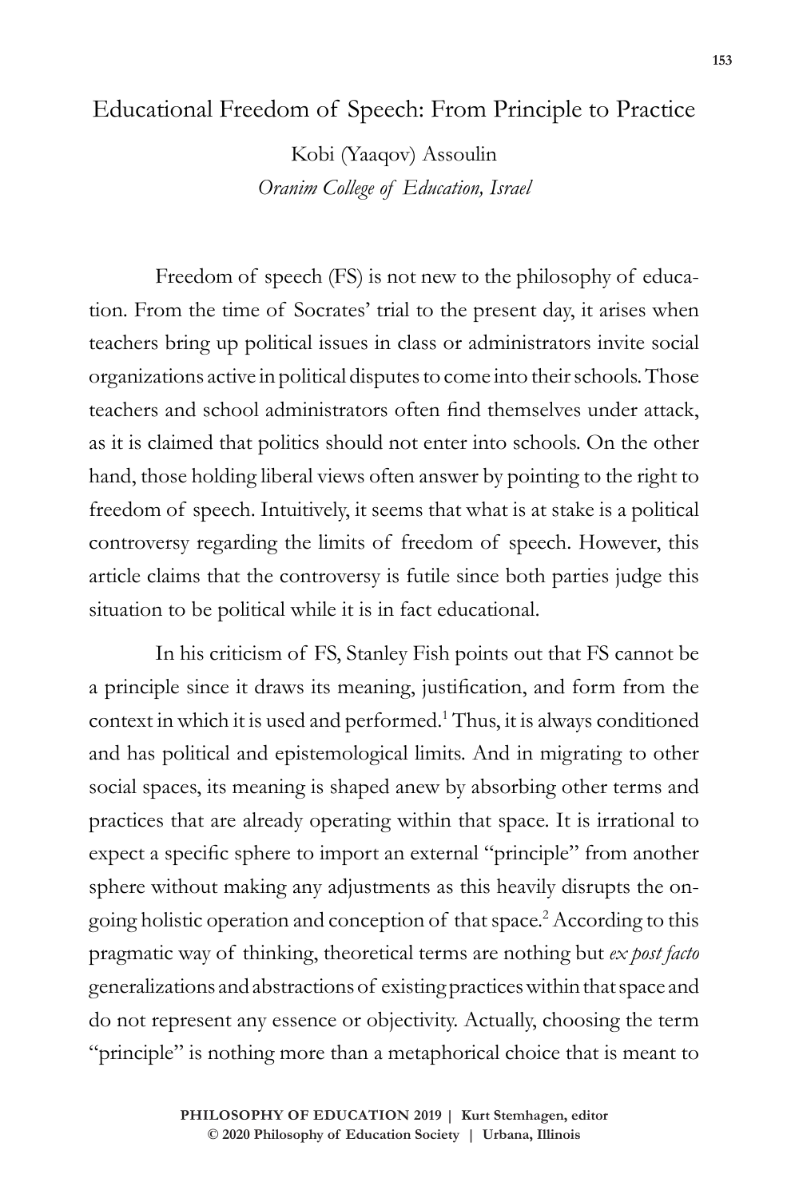# Educational Freedom of Speech: From Principle to Practice

Kobi (Yaaqov) Assoulin

*Oranim College of Education, Israel*

Freedom of speech (FS) is not new to the philosophy of education. From the time of Socrates' trial to the present day, it arises when teachers bring up political issues in class or administrators invite social organizations active in political disputes to come into their schools. Those teachers and school administrators often find themselves under attack, as it is claimed that politics should not enter into schools. On the other hand, those holding liberal views often answer by pointing to the right to freedom of speech. Intuitively, it seems that what is at stake is a political controversy regarding the limits of freedom of speech. However, this article claims that the controversy is futile since both parties judge this situation to be political while it is in fact educational.

In his criticism of FS, Stanley Fish points out that FS cannot be a principle since it draws its meaning, justification, and form from the context in which it is used and performed.[1] Thus, it is always conditioned and has political and epistemological limits. And in migrating to other social spaces, its meaning is shaped anew by absorbing other terms and practices that are already operating within that space. It is irrational to expect a specific sphere to import an external "principle" from another sphere without making any adjustments as this heavily disrupts the ongoing holistic operation and conception of that space.[2] According to this pragmatic way of thinking, theoretical terms are nothing but *ex post facto* generalizations and abstractions of existing practices within that space and do not represent any essence or objectivity. Actually, choosing the term "principle" is nothing more than a metaphorical choice that is meant to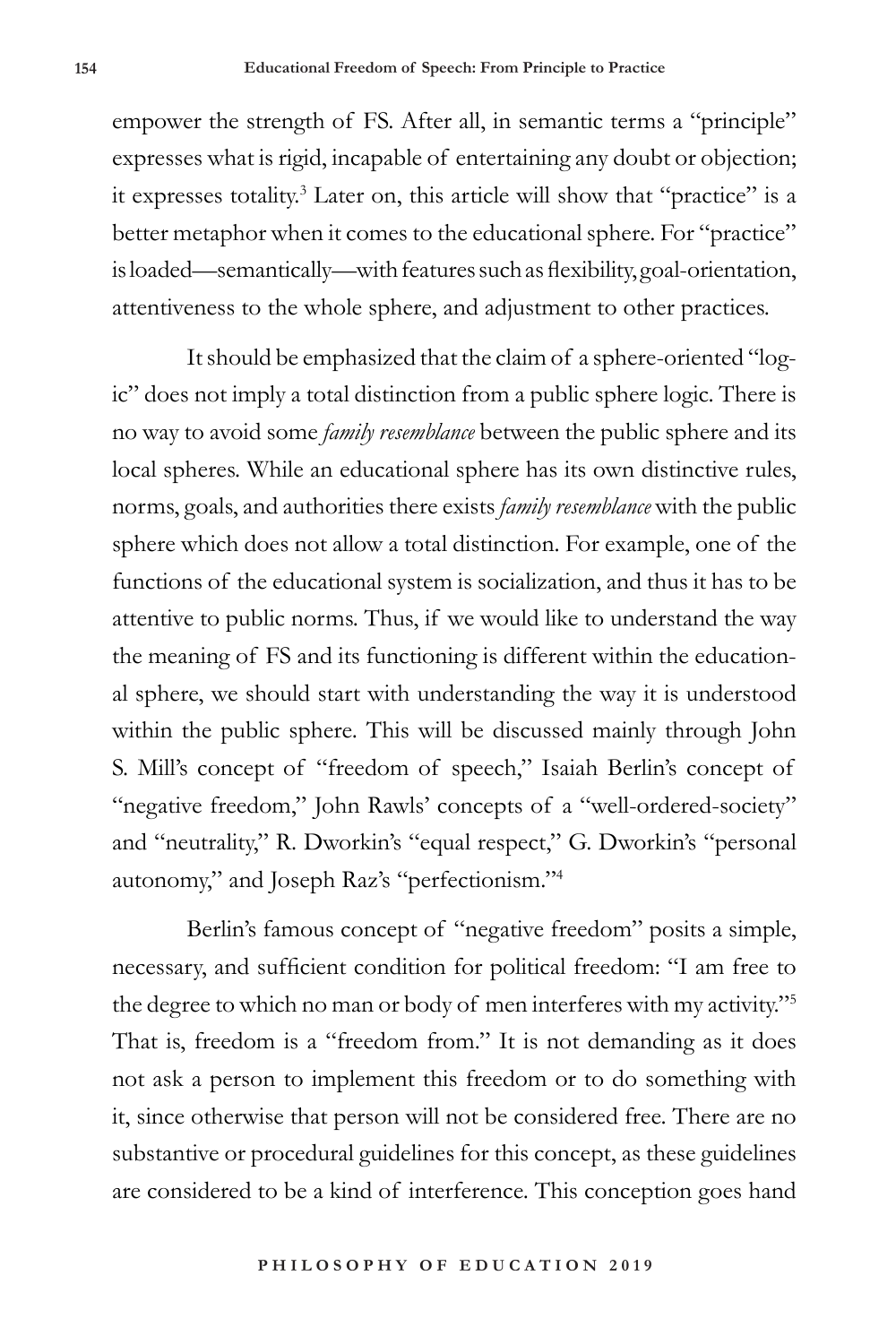empower the strength of FS. After all, in semantic terms a "principle" expresses what is rigid, incapable of entertaining any doubt or objection; it expresses totality.[3] Later on, this article will show that "practice" is a better metaphor when it comes to the educational sphere. For "practice" is loaded—semantically—with features such as flexibility, goal-orientation, attentiveness to the whole sphere, and adjustment to other practices.

It should be emphasized that the claim of a sphere-oriented "logic" does not imply a total distinction from a public sphere logic. There is no way to avoid some *family resemblance* between the public sphere and its local spheres. While an educational sphere has its own distinctive rules, norms, goals, and authorities there exists *family resemblance* with the public sphere which does not allow a total distinction. For example, one of the functions of the educational system is socialization, and thus it has to be attentive to public norms. Thus, if we would like to understand the way the meaning of FS and its functioning is different within the educational sphere, we should start with understanding the way it is understood within the public sphere. This will be discussed mainly through John S. Mill's concept of "freedom of speech," Isaiah Berlin's concept of "negative freedom," John Rawls' concepts of a "well-ordered-society" and "neutrality," R. Dworkin's "equal respect," G. Dworkin's "personal autonomy," and Joseph Raz's "perfectionism."[4]

Berlin's famous concept of "negative freedom" posits a simple, necessary, and sufficient condition for political freedom: "I am free to the degree to which no man or body of men interferes with my activity."[5] That is, freedom is a "freedom from." It is not demanding as it does not ask a person to implement this freedom or to do something with it, since otherwise that person will not be considered free. There are no substantive or procedural guidelines for this concept, as these guidelines are considered to be a kind of interference. This conception goes hand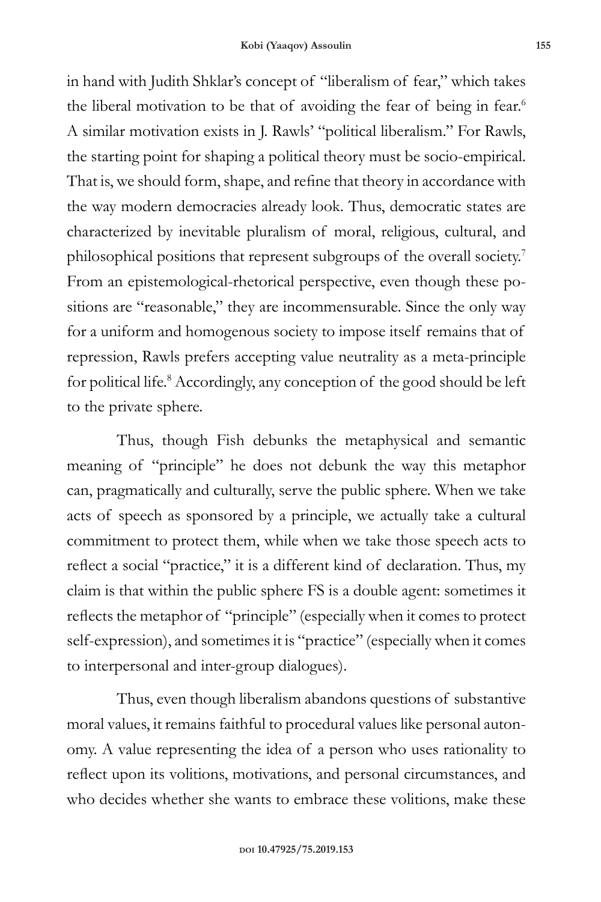in hand with Judith Shklar's concept of "liberalism of fear," which takes the liberal motivation to be that of avoiding the fear of being in fear.[6] A similar motivation exists in J. Rawls' "political liberalism." For Rawls, the starting point for shaping a political theory must be socio-empirical. That is, we should form, shape, and refine that theory in accordance with the way modern democracies already look. Thus, democratic states are characterized by inevitable pluralism of moral, religious, cultural, and philosophical positions that represent subgroups of the overall society.[7] From an epistemological-rhetorical perspective, even though these positions are "reasonable," they are incommensurable. Since the only way for a uniform and homogenous society to impose itself remains that of repression, Rawls prefers accepting value neutrality as a meta-principle for political life.[8] Accordingly, any conception of the good should be left to the private sphere.

Thus, though Fish debunks the metaphysical and semantic meaning of "principle" he does not debunk the way this metaphor can, pragmatically and culturally, serve the public sphere. When we take acts of speech as sponsored by a principle, we actually take a cultural commitment to protect them, while when we take those speech acts to reflect a social "practice," it is a different kind of declaration. Thus, my claim is that within the public sphere FS is a double agent: sometimes it reflects the metaphor of "principle" (especially when it comes to protect self-expression), and sometimes it is "practice" (especially when it comes to interpersonal and inter-group dialogues).

Thus, even though liberalism abandons questions of substantive moral values, it remains faithful to procedural values like personal autonomy. A value representing the idea of a person who uses rationality to reflect upon its volitions, motivations, and personal circumstances, and who decides whether she wants to embrace these volitions, make these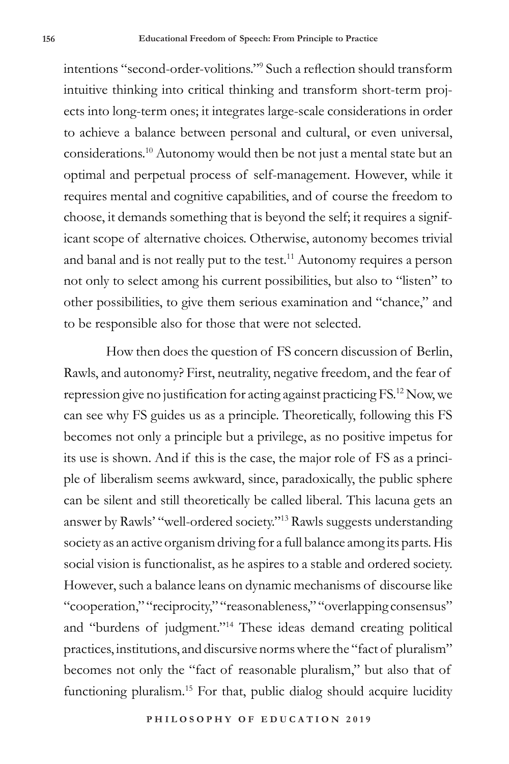intentions "second-order-volitions."[9] Such a reflection should transform intuitive thinking into critical thinking and transform short-term projects into long-term ones; it integrates large-scale considerations in order to achieve a balance between personal and cultural, or even universal, considerations.[10] Autonomy would then be not just a mental state but an optimal and perpetual process of self-management. However, while it requires mental and cognitive capabilities, and of course the freedom to choose, it demands something that is beyond the self; it requires a significant scope of alternative choices. Otherwise, autonomy becomes trivial and banal and is not really put to the test.[11] Autonomy requires a person not only to select among his current possibilities, but also to "listen" to other possibilities, to give them serious examination and "chance," and to be responsible also for those that were not selected.

How then does the question of FS concern discussion of Berlin, Rawls, and autonomy? First, neutrality, negative freedom, and the fear of repression give no justification for acting against practicing FS.[12] Now, we can see why FS guides us as a principle. Theoretically, following this FS becomes not only a principle but a privilege, as no positive impetus for its use is shown. And if this is the case, the major role of FS as a principle of liberalism seems awkward, since, paradoxically, the public sphere can be silent and still theoretically be called liberal. This lacuna gets an answer by Rawls' "well-ordered society."[13] Rawls suggests understanding society as an active organism driving for a full balance among its parts. His social vision is functionalist, as he aspires to a stable and ordered society. However, such a balance leans on dynamic mechanisms of discourse like "cooperation," "reciprocity," "reasonableness," "overlapping consensus" and "burdens of judgment."[14] These ideas demand creating political practices, institutions, and discursive norms where the "fact of pluralism" becomes not only the "fact of reasonable pluralism," but also that of functioning pluralism.[15] For that, public dialog should acquire lucidity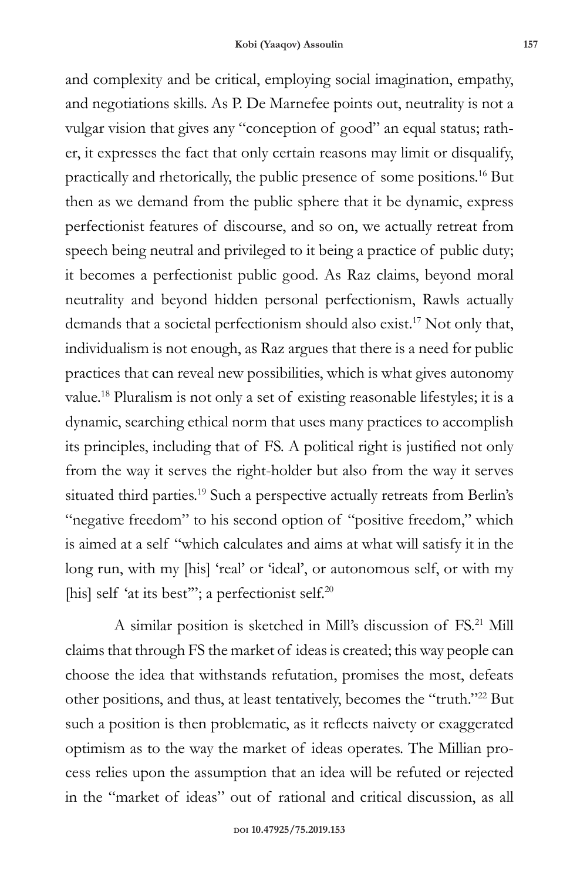and complexity and be critical, employing social imagination, empathy, and negotiations skills. As P. De Marnefee points out, neutrality is not a vulgar vision that gives any "conception of good" an equal status; rather, it expresses the fact that only certain reasons may limit or disqualify, practically and rhetorically, the public presence of some positions.[16] But then as we demand from the public sphere that it be dynamic, express perfectionist features of discourse, and so on, we actually retreat from speech being neutral and privileged to it being a practice of public duty; it becomes a perfectionist public good. As Raz claims, beyond moral neutrality and beyond hidden personal perfectionism, Rawls actually demands that a societal perfectionism should also exist.[17] Not only that, individualism is not enough, as Raz argues that there is a need for public practices that can reveal new possibilities, which is what gives autonomy value.[18] Pluralism is not only a set of existing reasonable lifestyles; it is a dynamic, searching ethical norm that uses many practices to accomplish its principles, including that of FS. A political right is justified not only from the way it serves the right-holder but also from the way it serves situated third parties.[19] Such a perspective actually retreats from Berlin's "negative freedom" to his second option of "positive freedom," which is aimed at a self "which calculates and aims at what will satisfy it in the long run, with my [his] 'real' or 'ideal', or autonomous self, or with my [his] self 'at its best'"; a perfectionist self.[20]

A similar position is sketched in Mill's discussion of FS.[21] Mill claims that through FS the market of ideas is created; this way people can choose the idea that withstands refutation, promises the most, defeats other positions, and thus, at least tentatively, becomes the "truth."[22] But such a position is then problematic, as it reflects naivety or exaggerated optimism as to the way the market of ideas operates. The Millian process relies upon the assumption that an idea will be refuted or rejected in the "market of ideas" out of rational and critical discussion, as all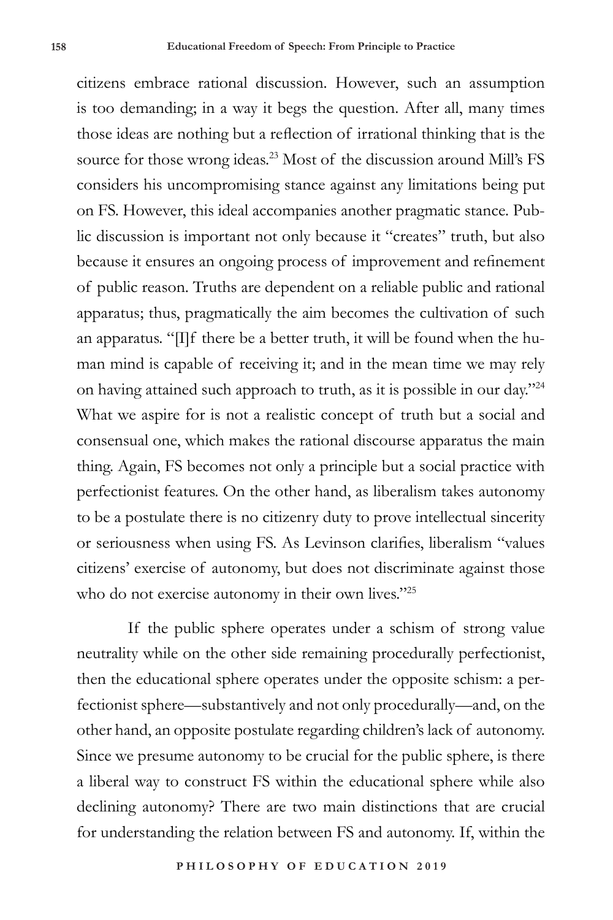citizens embrace rational discussion. However, such an assumption is too demanding; in a way it begs the question. After all, many times those ideas are nothing but a reflection of irrational thinking that is the source for those wrong ideas.[23] Most of the discussion around Mill's FS considers his uncompromising stance against any limitations being put on FS. However, this ideal accompanies another pragmatic stance. Public discussion is important not only because it "creates" truth, but also because it ensures an ongoing process of improvement and refinement of public reason. Truths are dependent on a reliable public and rational apparatus; thus, pragmatically the aim becomes the cultivation of such an apparatus. "[I]f there be a better truth, it will be found when the human mind is capable of receiving it; and in the mean time we may rely on having attained such approach to truth, as it is possible in our day."[24] What we aspire for is not a realistic concept of truth but a social and consensual one, which makes the rational discourse apparatus the main thing. Again, FS becomes not only a principle but a social practice with perfectionist features. On the other hand, as liberalism takes autonomy to be a postulate there is no citizenry duty to prove intellectual sincerity or seriousness when using FS. As Levinson clarifies, liberalism "values citizens' exercise of autonomy, but does not discriminate against those who do not exercise autonomy in their own lives."[25]

If the public sphere operates under a schism of strong value neutrality while on the other side remaining procedurally perfectionist, then the educational sphere operates under the opposite schism: a perfectionist sphere—substantively and not only procedurally—and, on the other hand, an opposite postulate regarding children's lack of autonomy. Since we presume autonomy to be crucial for the public sphere, is there a liberal way to construct FS within the educational sphere while also declining autonomy? There are two main distinctions that are crucial for understanding the relation between FS and autonomy. If, within the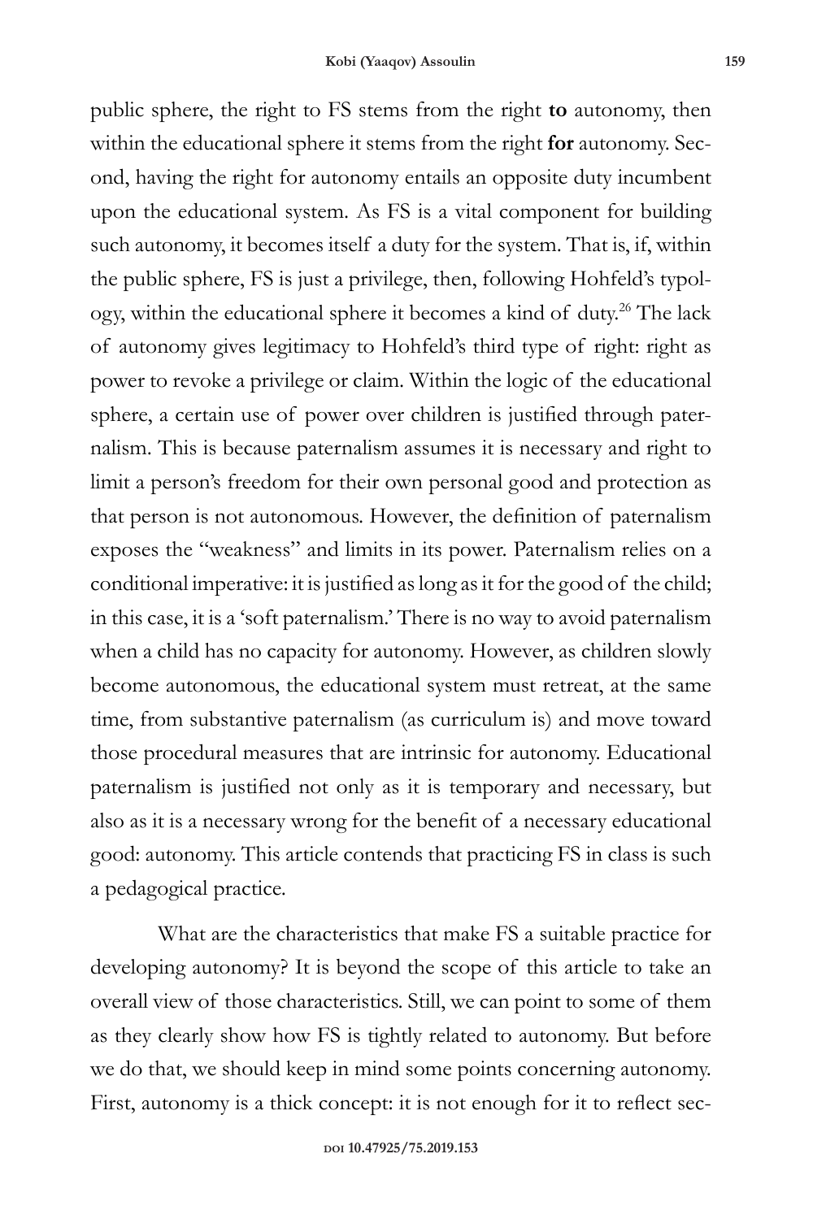public sphere, the right to FS stems from the right **to** autonomy, then within the educational sphere it stems from the right **for** autonomy. Second, having the right for autonomy entails an opposite duty incumbent upon the educational system. As FS is a vital component for building such autonomy, it becomes itself a duty for the system. That is, if, within the public sphere, FS is just a privilege, then, following Hohfeld's typology, within the educational sphere it becomes a kind of duty.[26] The lack of autonomy gives legitimacy to Hohfeld's third type of right: right as power to revoke a privilege or claim. Within the logic of the educational sphere, a certain use of power over children is justified through paternalism. This is because paternalism assumes it is necessary and right to limit a person's freedom for their own personal good and protection as that person is not autonomous. However, the definition of paternalism exposes the "weakness" and limits in its power. Paternalism relies on a conditional imperative: it is justified as long as it for the good of the child; in this case, it is a 'soft paternalism.' There is no way to avoid paternalism when a child has no capacity for autonomy. However, as children slowly become autonomous, the educational system must retreat, at the same time, from substantive paternalism (as curriculum is) and move toward those procedural measures that are intrinsic for autonomy. Educational paternalism is justified not only as it is temporary and necessary, but also as it is a necessary wrong for the benefit of a necessary educational good: autonomy. This article contends that practicing FS in class is such a pedagogical practice.

What are the characteristics that make FS a suitable practice for developing autonomy? It is beyond the scope of this article to take an overall view of those characteristics. Still, we can point to some of them as they clearly show how FS is tightly related to autonomy. But before we do that, we should keep in mind some points concerning autonomy. First, autonomy is a thick concept: it is not enough for it to reflect sec-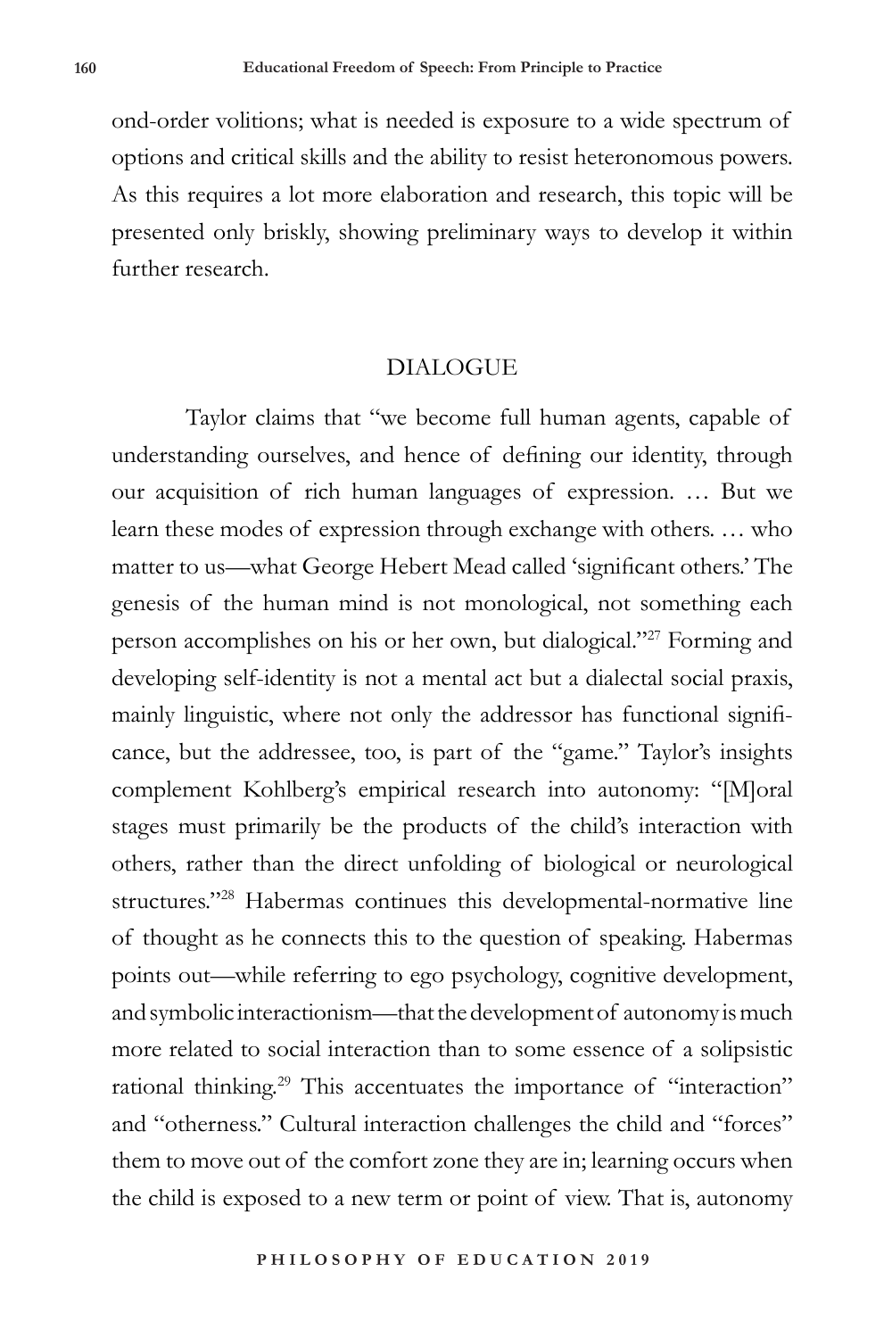ond-order volitions; what is needed is exposure to a wide spectrum of options and critical skills and the ability to resist heteronomous powers. As this requires a lot more elaboration and research, this topic will be presented only briskly, showing preliminary ways to develop it within further research.

## DIALOGUE

Taylor claims that "we become full human agents, capable of understanding ourselves, and hence of defining our identity, through our acquisition of rich human languages of expression. … But we learn these modes of expression through exchange with others. … who matter to us—what George Hebert Mead called 'significant others.' The genesis of the human mind is not monological, not something each person accomplishes on his or her own, but dialogical."[27] Forming and developing self-identity is not a mental act but a dialectal social praxis, mainly linguistic, where not only the addressor has functional significance, but the addressee, too, is part of the "game." Taylor's insights complement Kohlberg's empirical research into autonomy: "[M]oral stages must primarily be the products of the child's interaction with others, rather than the direct unfolding of biological or neurological structures."[28] Habermas continues this developmental-normative line of thought as he connects this to the question of speaking. Habermas points out—while referring to ego psychology, cognitive development, and symbolic interactionism—that the development of autonomy is much more related to social interaction than to some essence of a solipsistic rational thinking.[29] This accentuates the importance of "interaction" and "otherness." Cultural interaction challenges the child and "forces" them to move out of the comfort zone they are in; learning occurs when the child is exposed to a new term or point of view. That is, autonomy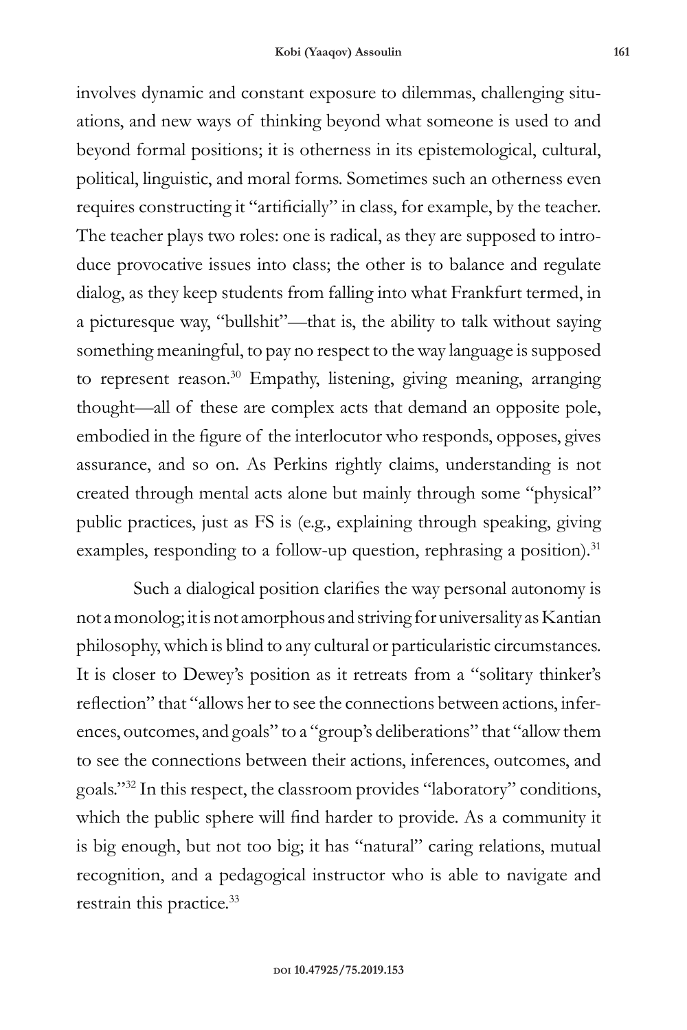involves dynamic and constant exposure to dilemmas, challenging situations, and new ways of thinking beyond what someone is used to and beyond formal positions; it is otherness in its epistemological, cultural, political, linguistic, and moral forms. Sometimes such an otherness even requires constructing it "artificially" in class, for example, by the teacher. The teacher plays two roles: one is radical, as they are supposed to introduce provocative issues into class; the other is to balance and regulate dialog, as they keep students from falling into what Frankfurt termed, in a picturesque way, "bullshit"—that is, the ability to talk without saying something meaningful, to pay no respect to the way language is supposed to represent reason.[30] Empathy, listening, giving meaning, arranging thought—all of these are complex acts that demand an opposite pole, embodied in the figure of the interlocutor who responds, opposes, gives assurance, and so on. As Perkins rightly claims, understanding is not created through mental acts alone but mainly through some "physical" public practices, just as FS is (e.g., explaining through speaking, giving examples, responding to a follow-up question, rephrasing a position).[31]

Such a dialogical position clarifies the way personal autonomy is not a monolog; it is not amorphous and striving for universality as Kantian philosophy, which is blind to any cultural or particularistic circumstances. It is closer to Dewey's position as it retreats from a "solitary thinker's reflection" that "allows her to see the connections between actions, inferences, outcomes, and goals" to a "group's deliberations" that "allow them to see the connections between their actions, inferences, outcomes, and goals."[32] In this respect, the classroom provides "laboratory" conditions, which the public sphere will find harder to provide. As a community it is big enough, but not too big; it has "natural" caring relations, mutual recognition, and a pedagogical instructor who is able to navigate and restrain this practice.[33]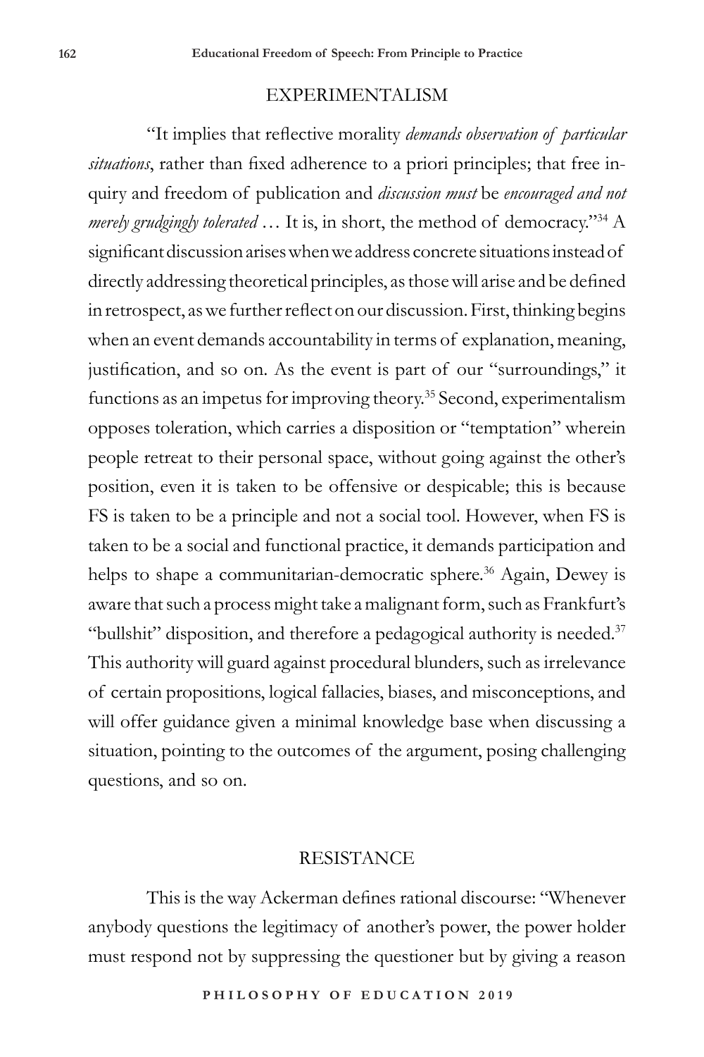## EXPERIMENTALISM

"It implies that reflective morality *demands observation of particular situations*, rather than fixed adherence to a priori principles; that free inquiry and freedom of publication and *discussion must* be *encouraged and not merely grudgingly tolerated* … It is, in short, the method of democracy."[34] A significant discussion arises when we address concrete situations instead of directly addressing theoretical principles, as those will arise and be defined in retrospect, as we further reflect on our discussion. First, thinking begins when an event demands accountability in terms of explanation, meaning, justification, and so on. As the event is part of our "surroundings," it functions as an impetus for improving theory.[35] Second, experimentalism opposes toleration, which carries a disposition or "temptation" wherein people retreat to their personal space, without going against the other's position, even it is taken to be offensive or despicable; this is because FS is taken to be a principle and not a social tool. However, when FS is taken to be a social and functional practice, it demands participation and helps to shape a communitarian-democratic sphere.[36] Again, Dewey is aware that such a process might take a malignant form, such as Frankfurt's "bullshit" disposition, and therefore a pedagogical authority is needed.[37] This authority will guard against procedural blunders, such as irrelevance of certain propositions, logical fallacies, biases, and misconceptions, and will offer guidance given a minimal knowledge base when discussing a situation, pointing to the outcomes of the argument, posing challenging questions, and so on.

## RESISTANCE

This is the way Ackerman defines rational discourse: "Whenever anybody questions the legitimacy of another's power, the power holder must respond not by suppressing the questioner but by giving a reason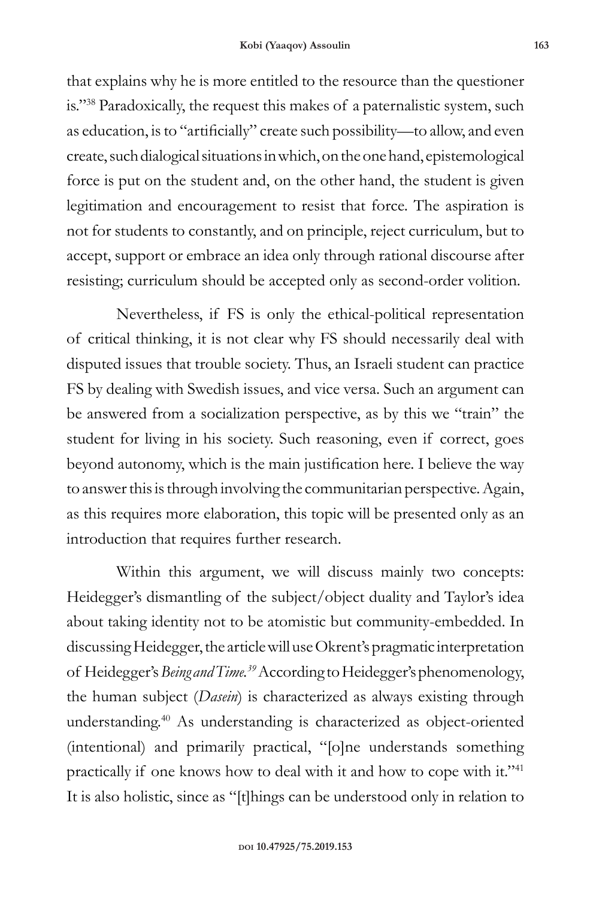that explains why he is more entitled to the resource than the questioner is."[38] Paradoxically, the request this makes of a paternalistic system, such as education, is to "artificially" create such possibility—to allow, and even create, such dialogical situations in which, on the one hand, epistemological force is put on the student and, on the other hand, the student is given legitimation and encouragement to resist that force. The aspiration is not for students to constantly, and on principle, reject curriculum, but to accept, support or embrace an idea only through rational discourse after resisting; curriculum should be accepted only as second-order volition.

Nevertheless, if FS is only the ethical-political representation of critical thinking, it is not clear why FS should necessarily deal with disputed issues that trouble society. Thus, an Israeli student can practice FS by dealing with Swedish issues, and vice versa. Such an argument can be answered from a socialization perspective, as by this we "train" the student for living in his society. Such reasoning, even if correct, goes beyond autonomy, which is the main justification here. I believe the way to answer this is through involving the communitarian perspective. Again, as this requires more elaboration, this topic will be presented only as an introduction that requires further research.

Within this argument, we will discuss mainly two concepts: Heidegger's dismantling of the subject/object duality and Taylor's idea about taking identity not to be atomistic but community-embedded. In discussing Heidegger, the article will use Okrent's pragmatic interpretation of Heidegger's *Being and Time.*[39] According to Heidegger's phenomenology, the human subject (*Dasein*) is characterized as always existing through understanding.[40] As understanding is characterized as object-oriented (intentional) and primarily practical, "[o]ne understands something practically if one knows how to deal with it and how to cope with it."[41] It is also holistic, since as "[t]hings can be understood only in relation to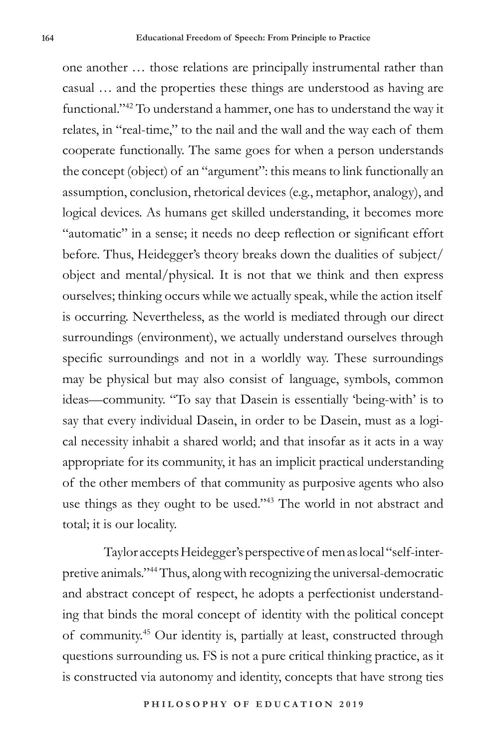one another … those relations are principally instrumental rather than casual … and the properties these things are understood as having are functional."[42] To understand a hammer, one has to understand the way it relates, in "real-time," to the nail and the wall and the way each of them cooperate functionally. The same goes for when a person understands the concept (object) of an "argument": this means to link functionally an assumption, conclusion, rhetorical devices (e.g., metaphor, analogy), and logical devices. As humans get skilled understanding, it becomes more "automatic" in a sense; it needs no deep reflection or significant effort before. Thus, Heidegger's theory breaks down the dualities of subject/object and mental/physical. It is not that we think and then express ourselves; thinking occurs while we actually speak, while the action itself is occurring. Nevertheless, as the world is mediated through our direct surroundings (environment), we actually understand ourselves through specific surroundings and not in a worldly way. These surroundings may be physical but may also consist of language, symbols, common ideas—community. "To say that Dasein is essentially 'being-with' is to say that every individual Dasein, in order to be Dasein, must as a logical necessity inhabit a shared world; and that insofar as it acts in a way appropriate for its community, it has an implicit practical understanding of the other members of that community as purposive agents who also use things as they ought to be used."[43] The world in not abstract and total; it is our locality.

Taylor accepts Heidegger's perspective of men as local "self-interpretive animals."[44] Thus, along with recognizing the universal-democratic and abstract concept of respect, he adopts a perfectionist understanding that binds the moral concept of identity with the political concept of community.[45] Our identity is, partially at least, constructed through questions surrounding us. FS is not a pure critical thinking practice, as it is constructed via autonomy and identity, concepts that have strong ties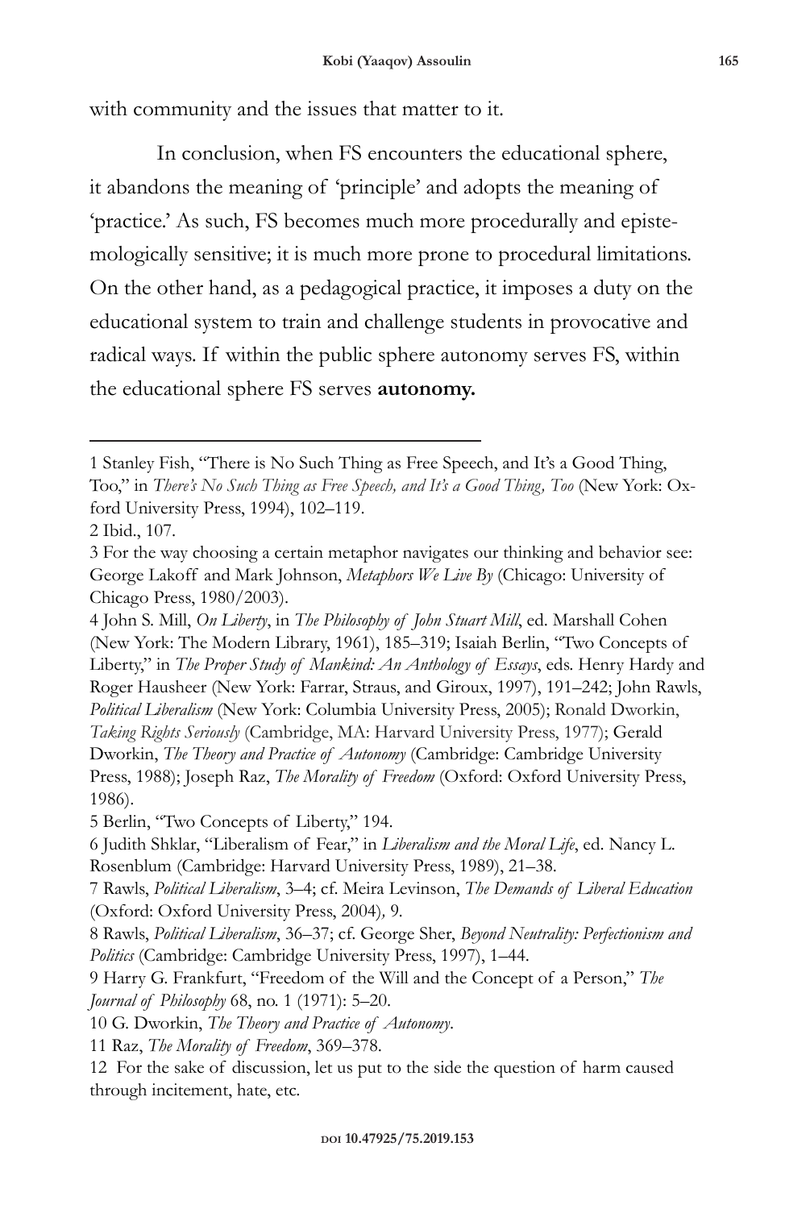with community and the issues that matter to it.

In conclusion, when FS encounters the educational sphere, it abandons the meaning of 'principle' and adopts the meaning of 'practice.' As such, FS becomes much more procedurally and epistemologically sensitive; it is much more prone to procedural limitations. On the other hand, as a pedagogical practice, it imposes a duty on the educational system to train and challenge students in provocative and radical ways. If within the public sphere autonomy serves FS, within the educational sphere FS serves **autonomy.**

---

1 Stanley Fish, "There is No Such Thing as Free Speech, and It's a Good Thing, Too," in *There's No Such Thing as Free Speech, and It's a Good Thing, Too* (New York: Oxford University Press, 1994), 102–119.

2 Ibid., 107.

3 For the way choosing a certain metaphor navigates our thinking and behavior see: George Lakoff and Mark Johnson, *Metaphors We Live By* (Chicago: University of Chicago Press, 1980/2003).

4 John S. Mill, *On Liberty*, in *The Philosophy of John Stuart Mill*, ed. Marshall Cohen (New York: The Modern Library, 1961), 185–319; Isaiah Berlin, "Two Concepts of Liberty," in *The Proper Study of Mankind: An Anthology of Essays*, eds. Henry Hardy and Roger Hausheer (New York: Farrar, Straus, and Giroux, 1997), 191–242; John Rawls, *Political Liberalism* (New York: Columbia University Press, 2005); Ronald Dworkin, *Taking Rights Seriously* (Cambridge, MA: Harvard University Press, 1977); Gerald Dworkin, *The Theory and Practice of Autonomy* (Cambridge: Cambridge University Press, 1988); Joseph Raz, *The Morality of Freedom* (Oxford: Oxford University Press, 1986).

5 Berlin, "Two Concepts of Liberty," 194.

6 Judith Shklar, "Liberalism of Fear," in *Liberalism and the Moral Life*, ed. Nancy L. Rosenblum (Cambridge: Harvard University Press, 1989), 21–38.

7 Rawls, *Political Liberalism*, 3–4; cf. Meira Levinson, *The Demands of Liberal Education* (Oxford: Oxford University Press, 2004), 9.

8 Rawls, *Political Liberalism*, 36–37; cf. George Sher, *Beyond Neutrality: Perfectionism and Politics* (Cambridge: Cambridge University Press, 1997), 1–44.

9 Harry G. Frankfurt, "Freedom of the Will and the Concept of a Person," *The Journal of Philosophy* 68, no. 1 (1971): 5–20.

10 G. Dworkin, *The Theory and Practice of Autonomy*.

11 Raz, *The Morality of Freedom*, 369–378.

12 For the sake of discussion, let us put to the side the question of harm caused through incitement, hate, etc.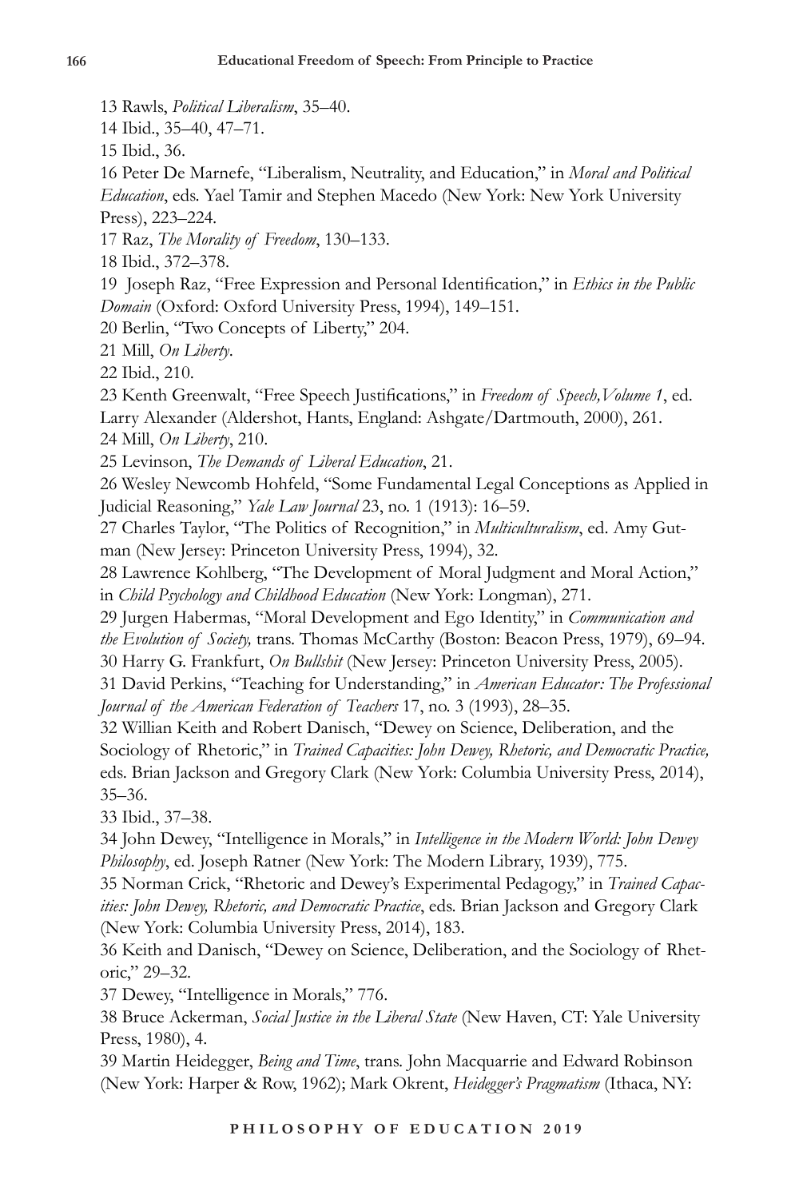13 Rawls, *Political Liberalism*, 35–40.

14 Ibid., 35–40, 47–71.

15 Ibid., 36.

16 Peter De Marnefe, "Liberalism, Neutrality, and Education," in *Moral and Political Education*, eds. Yael Tamir and Stephen Macedo (New York: New York University Press), 223–224.

17 Raz, *The Morality of Freedom*, 130–133.

18 Ibid., 372–378.

19 Joseph Raz, "Free Expression and Personal Identification," in *Ethics in the Public Domain* (Oxford: Oxford University Press, 1994), 149–151.

20 Berlin, "Two Concepts of Liberty," 204.

21 Mill, *On Liberty*.

22 Ibid., 210.

23 Kenth Greenwalt, "Free Speech Justifications," in *Freedom of Speech,Volume 1*, ed. Larry Alexander (Aldershot, Hants, England: Ashgate/Dartmouth, 2000), 261.

24 Mill, *On Liberty*, 210.

25 Levinson, *The Demands of Liberal Education*, 21.

26 Wesley Newcomb Hohfeld, "Some Fundamental Legal Conceptions as Applied in Judicial Reasoning," *Yale Law Journal* 23, no. 1 (1913): 16–59.

27 Charles Taylor, "The Politics of Recognition," in *Multiculturalism*, ed. Amy Gutman (New Jersey: Princeton University Press, 1994), 32.

28 Lawrence Kohlberg, "The Development of Moral Judgment and Moral Action," in *Child Psychology and Childhood Education* (New York: Longman), 271.

29 Jurgen Habermas, "Moral Development and Ego Identity," in *Communication and the Evolution of Society,* trans. Thomas McCarthy (Boston: Beacon Press, 1979), 69–94.

30 Harry G. Frankfurt, *On Bullshit* (New Jersey: Princeton University Press, 2005).

31 David Perkins, "Teaching for Understanding," in *American Educator: The Professional Journal of the American Federation of Teachers* 17, no. 3 (1993), 28–35.

32 Willian Keith and Robert Danisch, "Dewey on Science, Deliberation, and the Sociology of Rhetoric," in *Trained Capacities: John Dewey, Rhetoric, and Democratic Practice,* eds. Brian Jackson and Gregory Clark (New York: Columbia University Press, 2014), 35–36.

33 Ibid., 37–38.

34 John Dewey, "Intelligence in Morals," in *Intelligence in the Modern World: John Dewey Philosophy*, ed. Joseph Ratner (New York: The Modern Library, 1939), 775.

35 Norman Crick, "Rhetoric and Dewey's Experimental Pedagogy," in *Trained Capacities: John Dewey, Rhetoric, and Democratic Practice*, eds. Brian Jackson and Gregory Clark (New York: Columbia University Press, 2014), 183.

36 Keith and Danisch, "Dewey on Science, Deliberation, and the Sociology of Rhetoric," 29–32.

37 Dewey, "Intelligence in Morals," 776.

38 Bruce Ackerman, *Social Justice in the Liberal State* (New Haven, CT: Yale University Press, 1980), 4.

39 Martin Heidegger, *Being and Time*, trans. John Macquarrie and Edward Robinson (New York: Harper & Row, 1962); Mark Okrent, *Heidegger's Pragmatism* (Ithaca, NY: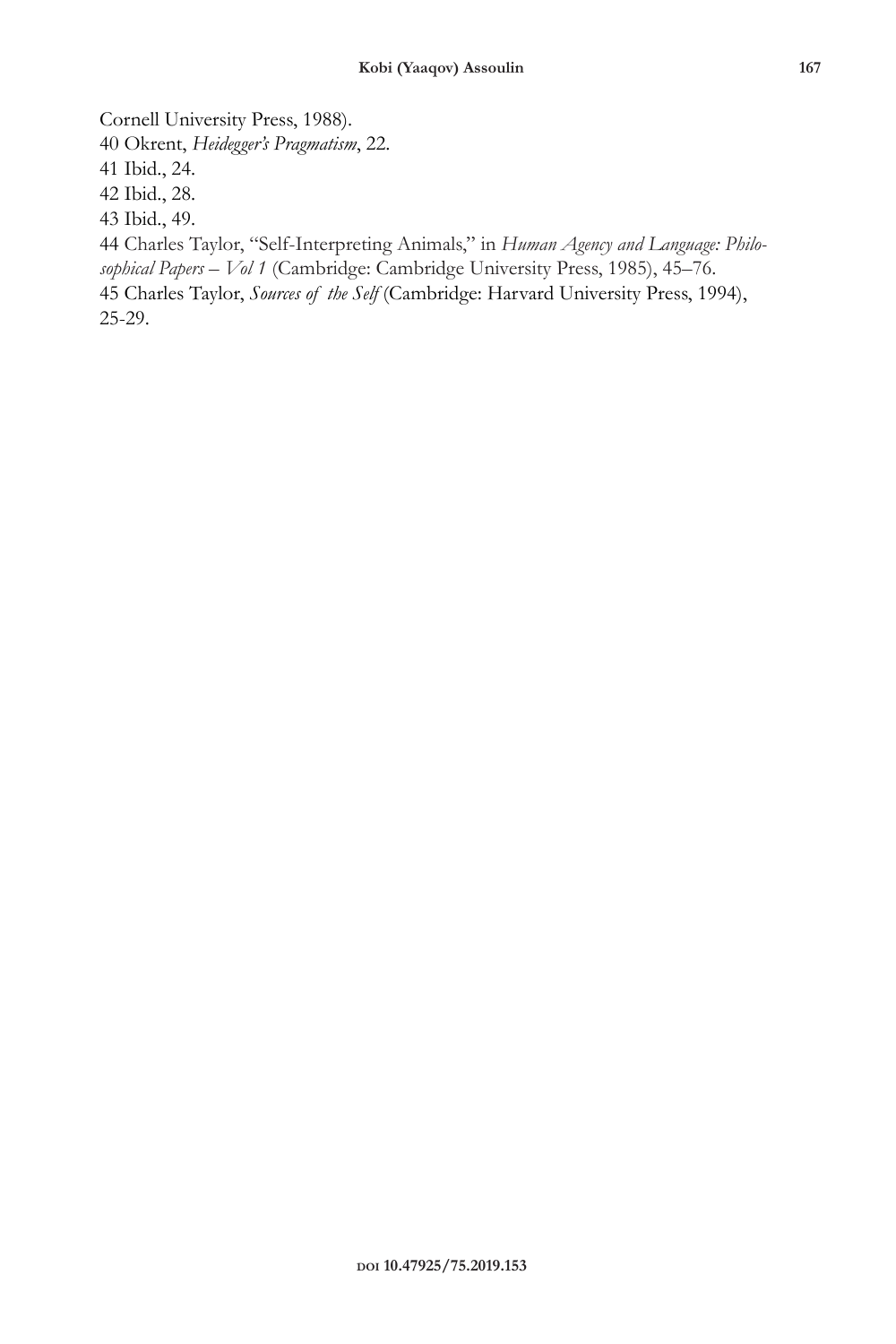Cornell University Press, 1988).

40 Okrent, *Heidegger's Pragmatism*, 22.

41 Ibid., 24.

42 Ibid., 28.

43 Ibid., 49.

44 Charles Taylor, "Self-Interpreting Animals," in *Human Agency and Language: Philosophical Papers – Vol 1* (Cambridge: Cambridge University Press, 1985), 45–76.

45 Charles Taylor, *Sources of the Self* (Cambridge: Harvard University Press, 1994), 25-29.